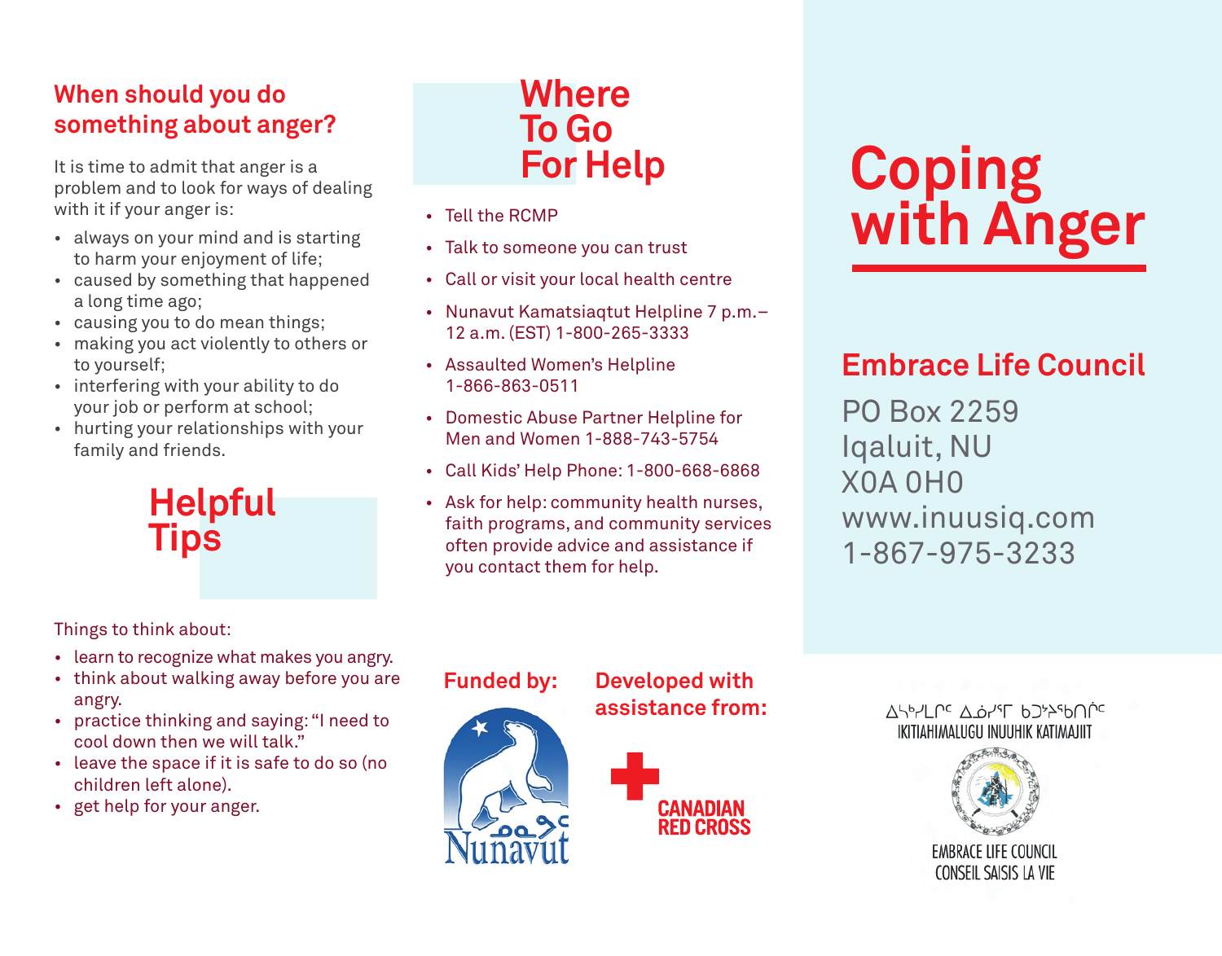## When should you do something about anger?

It is time to admit that anger is a problem and to look for ways of dealing with it if your anger is:

- always on your mind and is starting to harm your enjoyment of life;
- caused by something that happened a long time ago;
- causing you to do mean things;
- making you act violently to others or to yourself;
- interfering with your ability to do your job or perform at school;
- hurting your relationships with your family and friends.

## Helpful Tips

Things to think about:

- learn to recognize what makes you angry.
- think about walking away before you are angry.
- practice thinking and saying: "I need to cool down then we will talk."
- leave the space if it is safe to do so (no children left alone).
- get help for your anger.

## Where To Go For Help

- Tell the RCMP
- Talk to someone you can trust
- Call or visit your local health centre
- Nunavut Kamatsiaqtut Helpline 7 p.m.– 12 a.m. (EST) 1-800-265-3333
- Assaulted Women's Helpline 1-866-863-0511
- Domestic Abuse Partner Helpline for Men and Women 1-888-743-5754
- Call Kids' Help Phone: 1-800-668-6868
- Ask for help: community health nurses, faith programs, and community services often provide advice and assistance if you contact them for help.

**Funded by:**

ᓄᓇᕗᑦ Nunavut

**Developed with assistance from:**

CANADIAN RED CROSS

# Coping with Anger

## Embrace Life Council

PO Box 2259
Iqaluit, NU
X0A 0H0
www.inuusiq.com
1-867-975-3233

ᐃᑎᕐᓯᒪᓕᕐᑦ ᐃᓅᓯᖕᒥ ᑲᑐᔾᔨᖃᑎᒌᑦ
IKITIAHIMALUGU INUUHIK KATIMAJIIT

EMBRACE LIFE COUNCIL
CONSEIL SAISIS LA VIE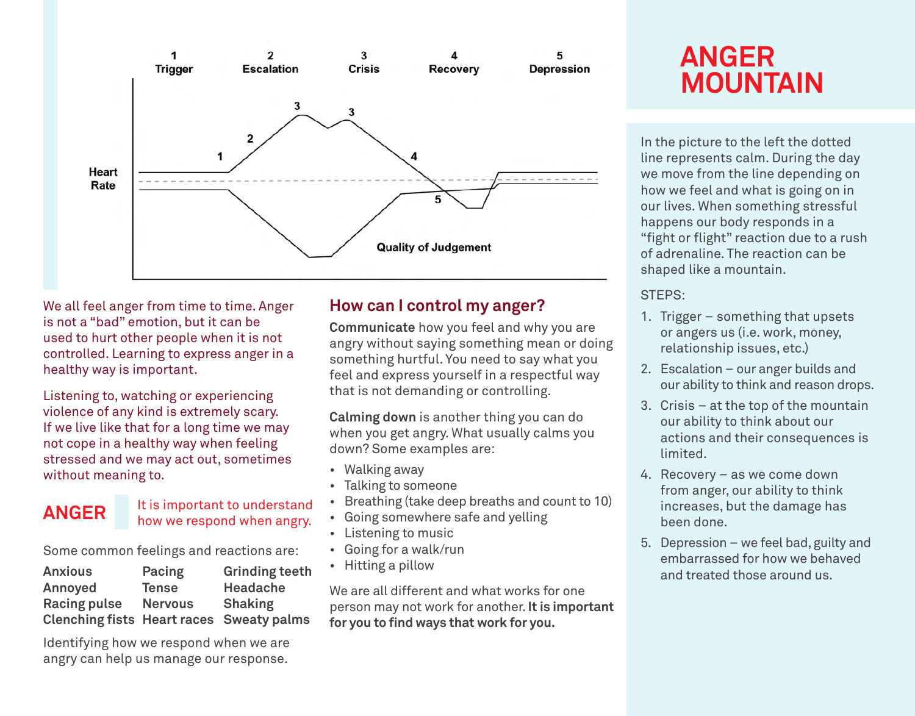1
Trigger

2
Escalation

3
Crisis

4
Recovery

5
Depression

Heart Rate

1

2

3

3

4

5

Quality of Judgement

# ANGER MOUNTAIN

In the picture to the left the dotted line represents calm. During the day we move from the line depending on how we feel and what is going on in our lives. When something stressful happens our body responds in a "fight or flight" reaction due to a rush of adrenaline. The reaction can be shaped like a mountain.

STEPS:

1. Trigger – something that upsets or angers us (i.e. work, money, relationship issues, etc.)
2. Escalation – our anger builds and our ability to think and reason drops.
3. Crisis – at the top of the mountain our ability to think about our actions and their consequences is limited.
4. Recovery – as we come down from anger, our ability to think increases, but the damage has been done.
5. Depression – we feel bad, guilty and embarrassed for how we behaved and treated those around us.

We all feel anger from time to time. Anger is not a "bad" emotion, but it can be used to hurt other people when it is not controlled. Learning to express anger in a healthy way is important.

Listening to, watching or experiencing violence of any kind is extremely scary. If we live like that for a long time we may not cope in a healthy way when feeling stressed and we may act out, sometimes without meaning to.

## ANGER

It is important to understand how we respond when angry.

Some common feelings and reactions are:

| | | |
|---|---|---|
| **Anxious** | **Pacing** | **Grinding teeth** |
| **Annoyed** | **Tense** | **Headache** |
| **Racing pulse** | **Nervous** | **Shaking** |
| **Clenching fists** | **Heart races** | **Sweaty palms** |

Identifying how we respond when we are angry can help us manage our response.

## How can I control my anger?

**Communicate** how you feel and why you are angry without saying something mean or doing something hurtful. You need to say what you feel and express yourself in a respectful way that is not demanding or controlling.

**Calming down** is another thing you can do when you get angry. What usually calms you down? Some examples are:

- Walking away
- Talking to someone
- Breathing (take deep breaths and count to 10)
- Going somewhere safe and yelling
- Listening to music
- Going for a walk/run
- Hitting a pillow

We are all different and what works for one person may not work for another. **It is important for you to find ways that work for you.**